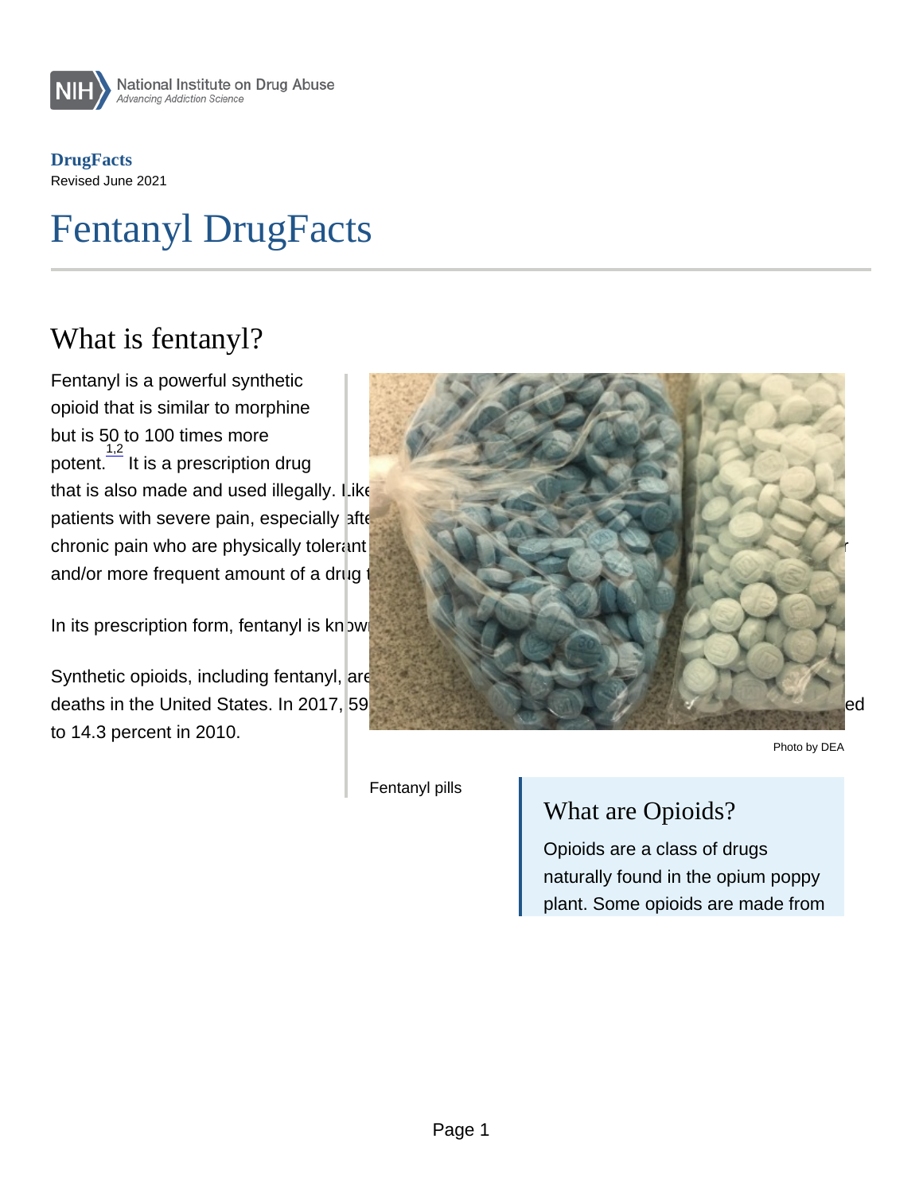# Fentanyl DrugFacts

**DrugFacts**

Revised June 2021

## What is fentanyl?

Fentanyl is a powerful synthetic opioid that is similar to morphine but is 50 to 100 times more potent.[1,2] It is a prescription drug that is also made and used illegally. Like patients with severe pain, especially afte chronic pain who are physically tolerant and/or more frequent amount of a drug t

In its prescription form, fentanyl is known

Synthetic opioids, including fentanyl, are deaths in the United States. In 2017, 59 ed to 14.3 percent in 2010.

Photo by DEA

Fentanyl pills

### What are Opioids?

Opioids are a class of drugs naturally found in the opium poppy plant. Some opioids are made from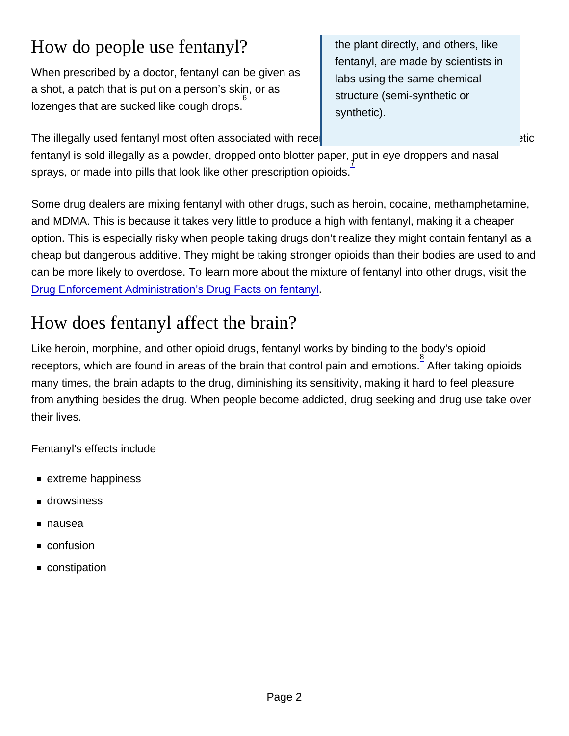## How do people use fentanyl?

When prescribed by a doctor, fentanyl can be given as a shot, a patch that is put on a person's skin, or as lozenges that are sucked like cough drops.[6]

> the plant directly, and others, like fentanyl, are made by scientists in labs using the same chemical structure (semi-synthetic or synthetic).

The illegally used fentanyl most often associated with rece etic fentanyl is sold illegally as a powder, dropped onto blotter paper, put in eye droppers and nasal sprays, or made into pills that look like other prescription opioids.[7]

Some drug dealers are mixing fentanyl with other drugs, such as heroin, cocaine, methamphetamine, and MDMA. This is because it takes very little to produce a high with fentanyl, making it a cheaper option. This is especially risky when people taking drugs don't realize they might contain fentanyl as a cheap but dangerous additive. They might be taking stronger opioids than their bodies are used to and can be more likely to overdose. To learn more about the mixture of fentanyl into other drugs, visit the Drug Enforcement Administration's Drug Facts on fentanyl.

## How does fentanyl affect the brain?

Like heroin, morphine, and other opioid drugs, fentanyl works by binding to the body's opioid receptors, which are found in areas of the brain that control pain and emotions.[8] After taking opioids many times, the brain adapts to the drug, diminishing its sensitivity, making it hard to feel pleasure from anything besides the drug. When people become addicted, drug seeking and drug use take over their lives.

Fentanyl's effects include

- extreme happiness
- drowsiness
- nausea
- confusion
- constipation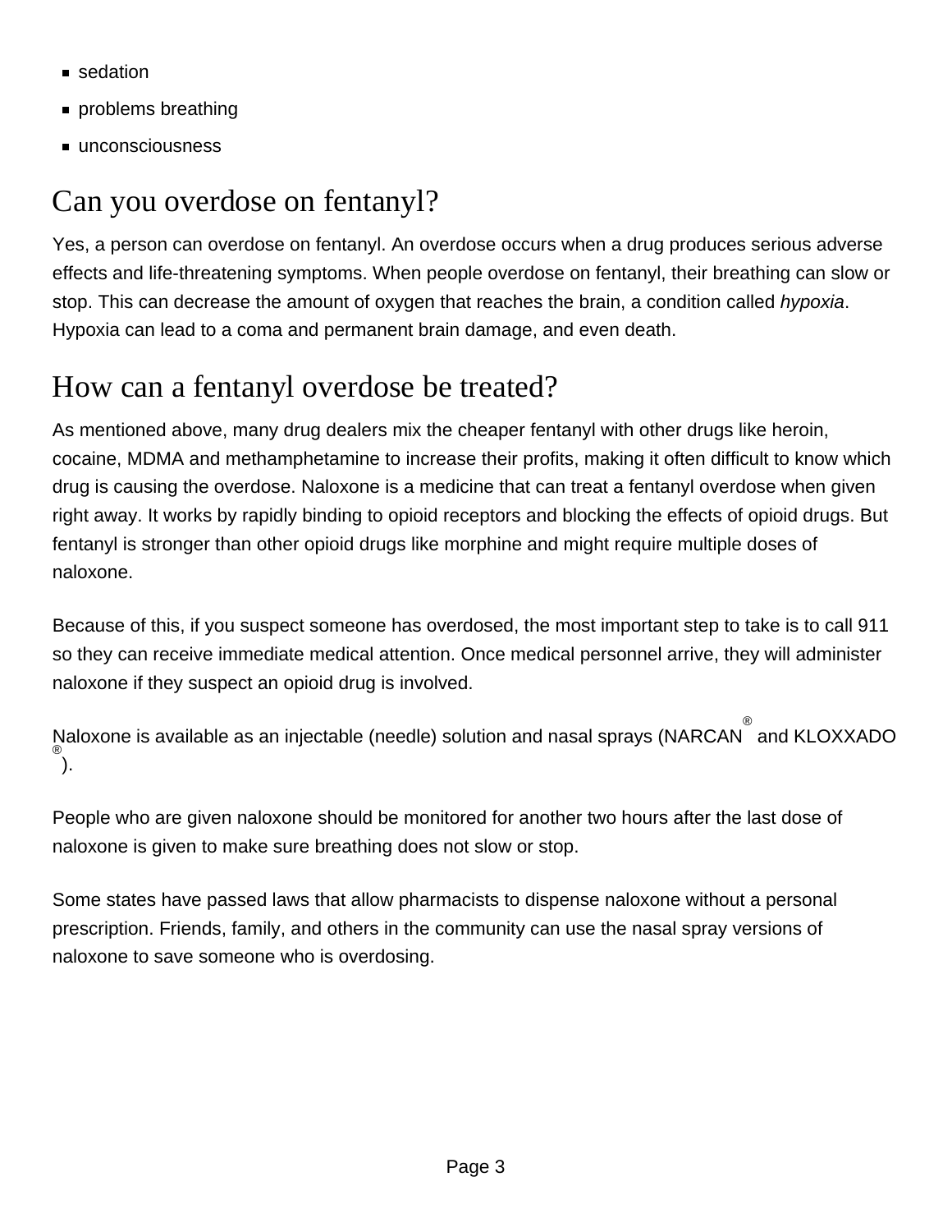- sedation
- problems breathing
- unconsciousness

## Can you overdose on fentanyl?

Yes, a person can overdose on fentanyl. An overdose occurs when a drug produces serious adverse effects and life-threatening symptoms. When people overdose on fentanyl, their breathing can slow or stop. This can decrease the amount of oxygen that reaches the brain, a condition called *hypoxia*. Hypoxia can lead to a coma and permanent brain damage, and even death.

## How can a fentanyl overdose be treated?

As mentioned above, many drug dealers mix the cheaper fentanyl with other drugs like heroin, cocaine, MDMA and methamphetamine to increase their profits, making it often difficult to know which drug is causing the overdose. Naloxone is a medicine that can treat a fentanyl overdose when given right away. It works by rapidly binding to opioid receptors and blocking the effects of opioid drugs. But fentanyl is stronger than other opioid drugs like morphine and might require multiple doses of naloxone.

Because of this, if you suspect someone has overdosed, the most important step to take is to call 911 so they can receive immediate medical attention. Once medical personnel arrive, they will administer naloxone if they suspect an opioid drug is involved.

Naloxone is available as an injectable (needle) solution and nasal sprays (NARCAN® and KLOXXADO®).

People who are given naloxone should be monitored for another two hours after the last dose of naloxone is given to make sure breathing does not slow or stop.

Some states have passed laws that allow pharmacists to dispense naloxone without a personal prescription. Friends, family, and others in the community can use the nasal spray versions of naloxone to save someone who is overdosing.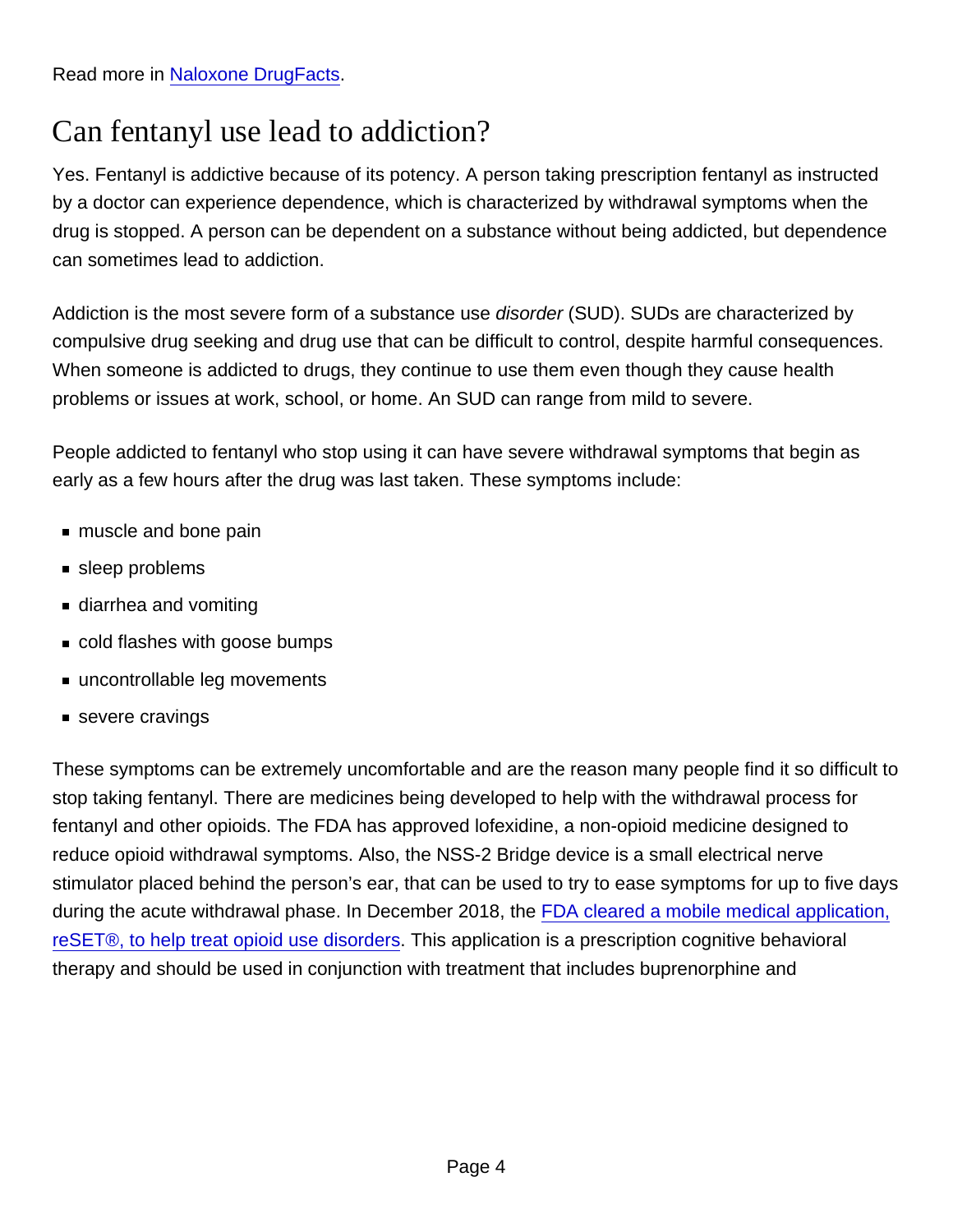Read more in [Naloxone DrugFacts](#).

# Can fentanyl use lead to addiction?

Yes. Fentanyl is addictive because of its potency. A person taking prescription fentanyl as instructed by a doctor can experience dependence, which is characterized by withdrawal symptoms when the drug is stopped. A person can be dependent on a substance without being addicted, but dependence can sometimes lead to addiction.

Addiction is the most severe form of a substance use *disorder* (SUD). SUDs are characterized by compulsive drug seeking and drug use that can be difficult to control, despite harmful consequences. When someone is addicted to drugs, they continue to use them even though they cause health problems or issues at work, school, or home. An SUD can range from mild to severe.

People addicted to fentanyl who stop using it can have severe withdrawal symptoms that begin as early as a few hours after the drug was last taken. These symptoms include:

- muscle and bone pain
- sleep problems
- diarrhea and vomiting
- cold flashes with goose bumps
- uncontrollable leg movements
- severe cravings

These symptoms can be extremely uncomfortable and are the reason many people find it so difficult to stop taking fentanyl. There are medicines being developed to help with the withdrawal process for fentanyl and other opioids. The FDA has approved lofexidine, a non-opioid medicine designed to reduce opioid withdrawal symptoms. Also, the NSS-2 Bridge device is a small electrical nerve stimulator placed behind the person's ear, that can be used to try to ease symptoms for up to five days during the acute withdrawal phase. In December 2018, the [FDA cleared a mobile medical application, reSET®, to help treat opioid use disorders](#). This application is a prescription cognitive behavioral therapy and should be used in conjunction with treatment that includes buprenorphine and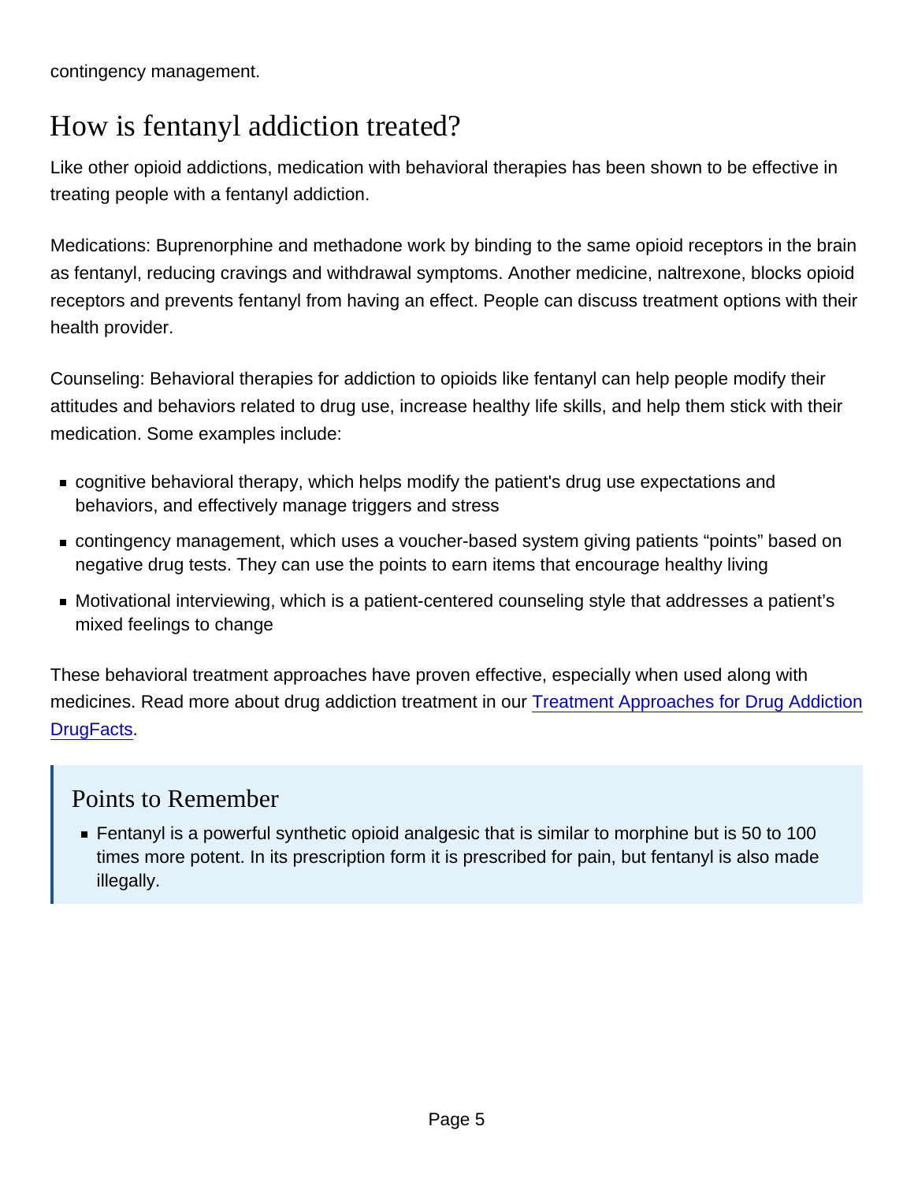contingency management.

## How is fentanyl addiction treated?

Like other opioid addictions, medication with behavioral therapies has been shown to be effective in treating people with a fentanyl addiction.

Medications: Buprenorphine and methadone work by binding to the same opioid receptors in the brain as fentanyl, reducing cravings and withdrawal symptoms. Another medicine, naltrexone, blocks opioid receptors and prevents fentanyl from having an effect. People can discuss treatment options with their health provider.

Counseling: Behavioral therapies for addiction to opioids like fentanyl can help people modify their attitudes and behaviors related to drug use, increase healthy life skills, and help them stick with their medication. Some examples include:

- cognitive behavioral therapy, which helps modify the patient's drug use expectations and behaviors, and effectively manage triggers and stress
- contingency management, which uses a voucher-based system giving patients “points” based on negative drug tests. They can use the points to earn items that encourage healthy living
- Motivational interviewing, which is a patient-centered counseling style that addresses a patient’s mixed feelings to change

These behavioral treatment approaches have proven effective, especially when used along with medicines. Read more about drug addiction treatment in our [Treatment Approaches for Drug Addiction DrugFacts](#).

### Points to Remember

- Fentanyl is a powerful synthetic opioid analgesic that is similar to morphine but is 50 to 100 times more potent. In its prescription form it is prescribed for pain, but fentanyl is also made illegally.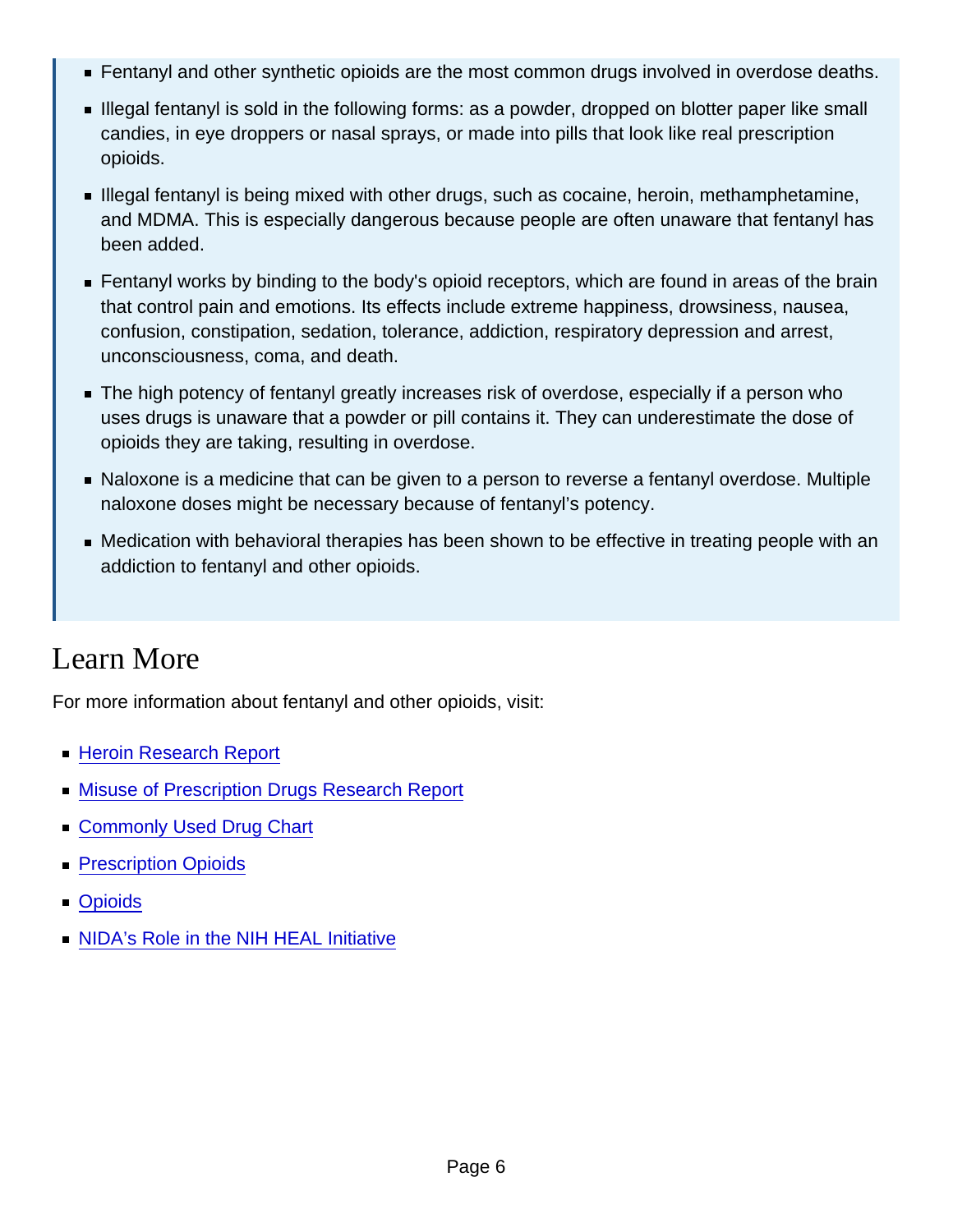- Fentanyl and other synthetic opioids are the most common drugs involved in overdose deaths.
- Illegal fentanyl is sold in the following forms: as a powder, dropped on blotter paper like small candies, in eye droppers or nasal sprays, or made into pills that look like real prescription opioids.
- Illegal fentanyl is being mixed with other drugs, such as cocaine, heroin, methamphetamine, and MDMA. This is especially dangerous because people are often unaware that fentanyl has been added.
- Fentanyl works by binding to the body's opioid receptors, which are found in areas of the brain that control pain and emotions. Its effects include extreme happiness, drowsiness, nausea, confusion, constipation, sedation, tolerance, addiction, respiratory depression and arrest, unconsciousness, coma, and death.
- The high potency of fentanyl greatly increases risk of overdose, especially if a person who uses drugs is unaware that a powder or pill contains it. They can underestimate the dose of opioids they are taking, resulting in overdose.
- Naloxone is a medicine that can be given to a person to reverse a fentanyl overdose. Multiple naloxone doses might be necessary because of fentanyl's potency.
- Medication with behavioral therapies has been shown to be effective in treating people with an addiction to fentanyl and other opioids.

## Learn More

For more information about fentanyl and other opioids, visit:

- Heroin Research Report
- Misuse of Prescription Drugs Research Report
- Commonly Used Drug Chart
- Prescription Opioids
- Opioids
- NIDA's Role in the NIH HEAL Initiative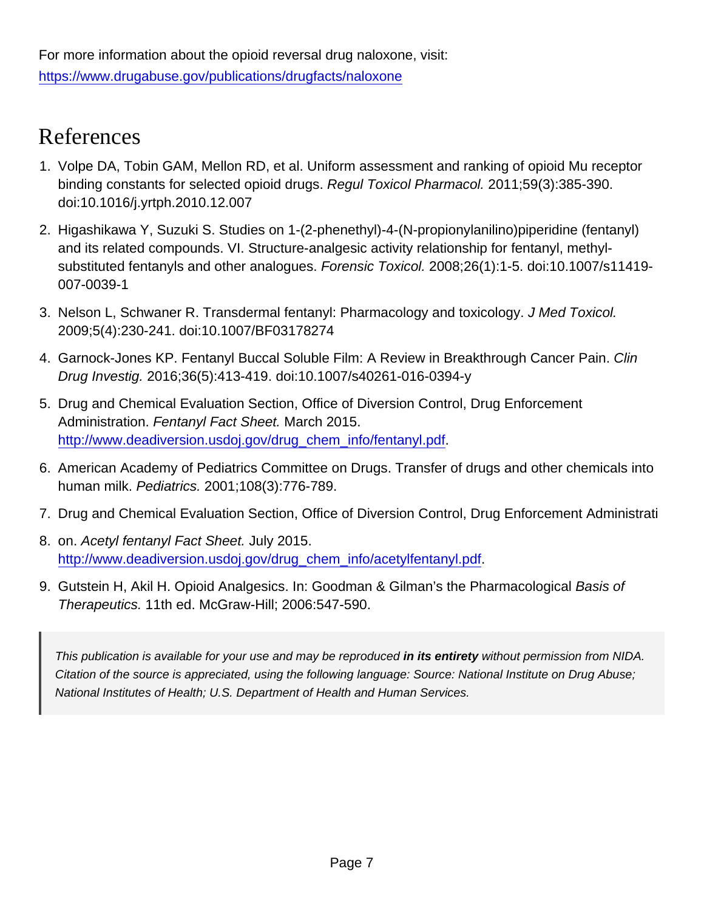For more information about the opioid reversal drug naloxone, visit: [https://www.drugabuse.gov/publications/drugfacts/naloxone](https://www.drugabuse.gov/publications/drugfacts/naloxone)

# References

1. Volpe DA, Tobin GAM, Mellon RD, et al. Uniform assessment and ranking of opioid Mu receptor binding constants for selected opioid drugs. *Regul Toxicol Pharmacol.* 2011;59(3):385-390. doi:10.1016/j.yrtph.2010.12.007
2. Higashikawa Y, Suzuki S. Studies on 1-(2-phenethyl)-4-(N-propionylanilino)piperidine (fentanyl) and its related compounds. VI. Structure-analgesic activity relationship for fentanyl, methyl-substituted fentanyls and other analogues. *Forensic Toxicol.* 2008;26(1):1-5. doi:10.1007/s11419-007-0039-1
3. Nelson L, Schwaner R. Transdermal fentanyl: Pharmacology and toxicology. *J Med Toxicol.* 2009;5(4):230-241. doi:10.1007/BF03178274
4. Garnock-Jones KP. Fentanyl Buccal Soluble Film: A Review in Breakthrough Cancer Pain. *Clin Drug Investig.* 2016;36(5):413-419. doi:10.1007/s40261-016-0394-y
5. Drug and Chemical Evaluation Section, Office of Diversion Control, Drug Enforcement Administration. *Fentanyl Fact Sheet.* March 2015. [http://www.deadiversion.usdoj.gov/drug_chem_info/fentanyl.pdf](http://www.deadiversion.usdoj.gov/drug_chem_info/fentanyl.pdf).
6. American Academy of Pediatrics Committee on Drugs. Transfer of drugs and other chemicals into human milk. *Pediatrics.* 2001;108(3):776-789.
7. Drug and Chemical Evaluation Section, Office of Diversion Control, Drug Enforcement Administrati
8. on. *Acetyl fentanyl Fact Sheet.* July 2015. [http://www.deadiversion.usdoj.gov/drug_chem_info/acetylfentanyl.pdf](http://www.deadiversion.usdoj.gov/drug_chem_info/acetylfentanyl.pdf).
9. Gutstein H, Akil H. Opioid Analgesics. In: Goodman & Gilman's the Pharmacological *Basis of Therapeutics.* 11th ed. McGraw-Hill; 2006:547-590.

> *This publication is available for your use and may be reproduced* ***in its entirety*** *without permission from NIDA. Citation of the source is appreciated, using the following language: Source: National Institute on Drug Abuse; National Institutes of Health; U.S. Department of Health and Human Services.*